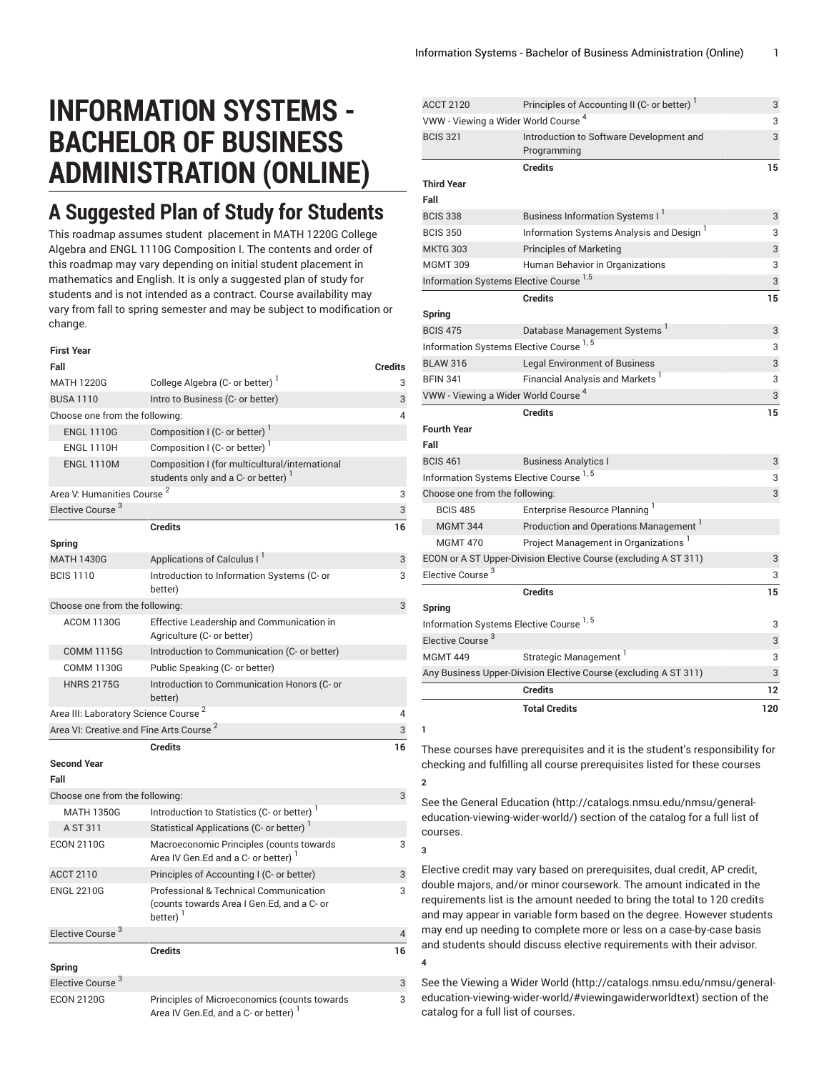# INFORMATION SYSTEMS - BACHELOR OF BUSINESS ADMINISTRATION (ONLINE)

## A Suggested Plan of Study for Students

This roadmap assumes student placement in MATH 1220G College Algebra and ENGL 1110G Composition I. The contents and order of this roadmap may vary depending on initial student placement in mathematics and English. It is only a suggested plan of study for students and is not intended as a contract. Course availability may vary from fall to spring semester and may be subject to modification or change.

| First Year | | |
|---|---|---|
| **Fall** | | **Credits** |
| MATH 1220G | College Algebra (C- or better) [1] | 3 |
| BUSA 1110 | Intro to Business (C- or better) | 3 |
| Choose one from the following: | | 4 |
| ENGL 1110G | Composition I (C- or better) [1] | |
| ENGL 1110H | Composition I (C- or better) [1] | |
| ENGL 1110M | Composition I (for multicultural/international students only and a C- or better) [1] | |
| Area V: Humanities Course [2] | | 3 |
| Elective Course [3] | | 3 |
| | **Credits** | **16** |
| **Spring** | | |
| MATH 1430G | Applications of Calculus I [1] | 3 |
| BCIS 1110 | Introduction to Information Systems (C- or better) | 3 |
| Choose one from the following: | | 3 |
| ACOM 1130G | Effective Leadership and Communication in Agriculture (C- or better) | |
| COMM 1115G | Introduction to Communication (C- or better) | |
| COMM 1130G | Public Speaking (C- or better) | |
| HNRS 2175G | Introduction to Communication Honors (C- or better) | |
| Area III: Laboratory Science Course [2] | | 4 |
| Area VI: Creative and Fine Arts Course [2] | | 3 |
| | **Credits** | **16** |
| **Second Year** | | |
| **Fall** | | |
| Choose one from the following: | | 3 |
| MATH 1350G | Introduction to Statistics (C- or better) [1] | |
| A ST 311 | Statistical Applications (C- or better) [1] | |
| ECON 2110G | Macroeconomic Principles (counts towards Area IV Gen.Ed and a C- or better) [1] | 3 |
| ACCT 2110 | Principles of Accounting I (C- or better) | 3 |
| ENGL 2210G | Professional & Technical Communication (counts towards Area I Gen.Ed, and a C- or better) [1] | 3 |
| Elective Course [3] | | 4 |
| | **Credits** | **16** |
| **Spring** | | |
| Elective Course [3] | | 3 |
| ECON 2120G | Principles of Microeconomics (counts towards Area IV Gen.Ed, and a C- or better) [1] | 3 |
| ACCT 2120 | Principles of Accounting II (C- or better) [1] | 3 |
| VWW - Viewing a Wider World Course [4] | | 3 |
| BCIS 321 | Introduction to Software Development and Programming | 3 |
| | **Credits** | **15** |
| **Third Year** | | |
| **Fall** | | |
| BCIS 338 | Business Information Systems I [1] | 3 |
| BCIS 350 | Information Systems Analysis and Design [1] | 3 |
| MKTG 303 | Principles of Marketing | 3 |
| MGMT 309 | Human Behavior in Organizations | 3 |
| Information Systems Elective Course [1,5] | | 3 |
| | **Credits** | **15** |
| **Spring** | | |
| BCIS 475 | Database Management Systems [1] | 3 |
| Information Systems Elective Course [1, 5] | | 3 |
| BLAW 316 | Legal Environment of Business | 3 |
| BFIN 341 | Financial Analysis and Markets [1] | 3 |
| VWW - Viewing a Wider World Course [4] | | 3 |
| | **Credits** | **15** |
| **Fourth Year** | | |
| **Fall** | | |
| BCIS 461 | Business Analytics I | 3 |
| Information Systems Elective Course [1, 5] | | 3 |
| Choose one from the following: | | 3 |
| BCIS 485 | Enterprise Resource Planning [1] | |
| MGMT 344 | Production and Operations Management [1] | |
| MGMT 470 | Project Management in Organizations [1] | |
| ECON or A ST Upper-Division Elective Course (excluding A ST 311) | | 3 |
| Elective Course [3] | | 3 |
| | **Credits** | **15** |
| **Spring** | | |
| Information Systems Elective Course [1, 5] | | 3 |
| Elective Course [3] | | 3 |
| MGMT 449 | Strategic Management [1] | 3 |
| Any Business Upper-Division Elective Course (excluding A ST 311) | | 3 |
| | **Credits** | **12** |
| | **Total Credits** | **120** |

**1**

These courses have prerequisites and it is the student's responsibility for checking and fulfilling all course prerequisites listed for these courses

**2**

See the General Education (http://catalogs.nmsu.edu/nmsu/general-education-viewing-wider-world/) section of the catalog for a full list of courses.

**3**

Elective credit may vary based on prerequisites, dual credit, AP credit, double majors, and/or minor coursework. The amount indicated in the requirements list is the amount needed to bring the total to 120 credits and may appear in variable form based on the degree. However students may end up needing to complete more or less on a case-by-case basis and students should discuss elective requirements with their advisor.

**4**

See the Viewing a Wider World (http://catalogs.nmsu.edu/nmsu/general-education-viewing-wider-world/#viewingawiderworldtext) section of the catalog for a full list of courses.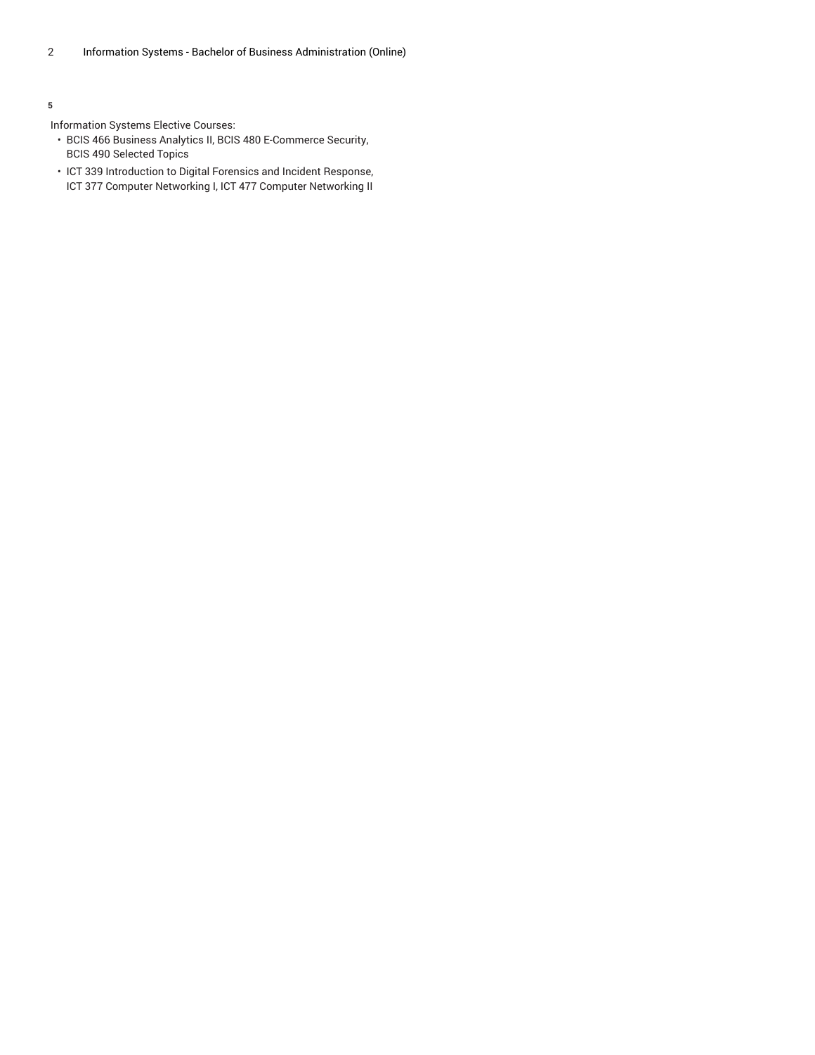**5**

Information Systems Elective Courses:

- BCIS 466 Business Analytics II, BCIS 480 E-Commerce Security, BCIS 490 Selected Topics
- ICT 339 Introduction to Digital Forensics and Incident Response, ICT 377 Computer Networking I, ICT 477 Computer Networking II